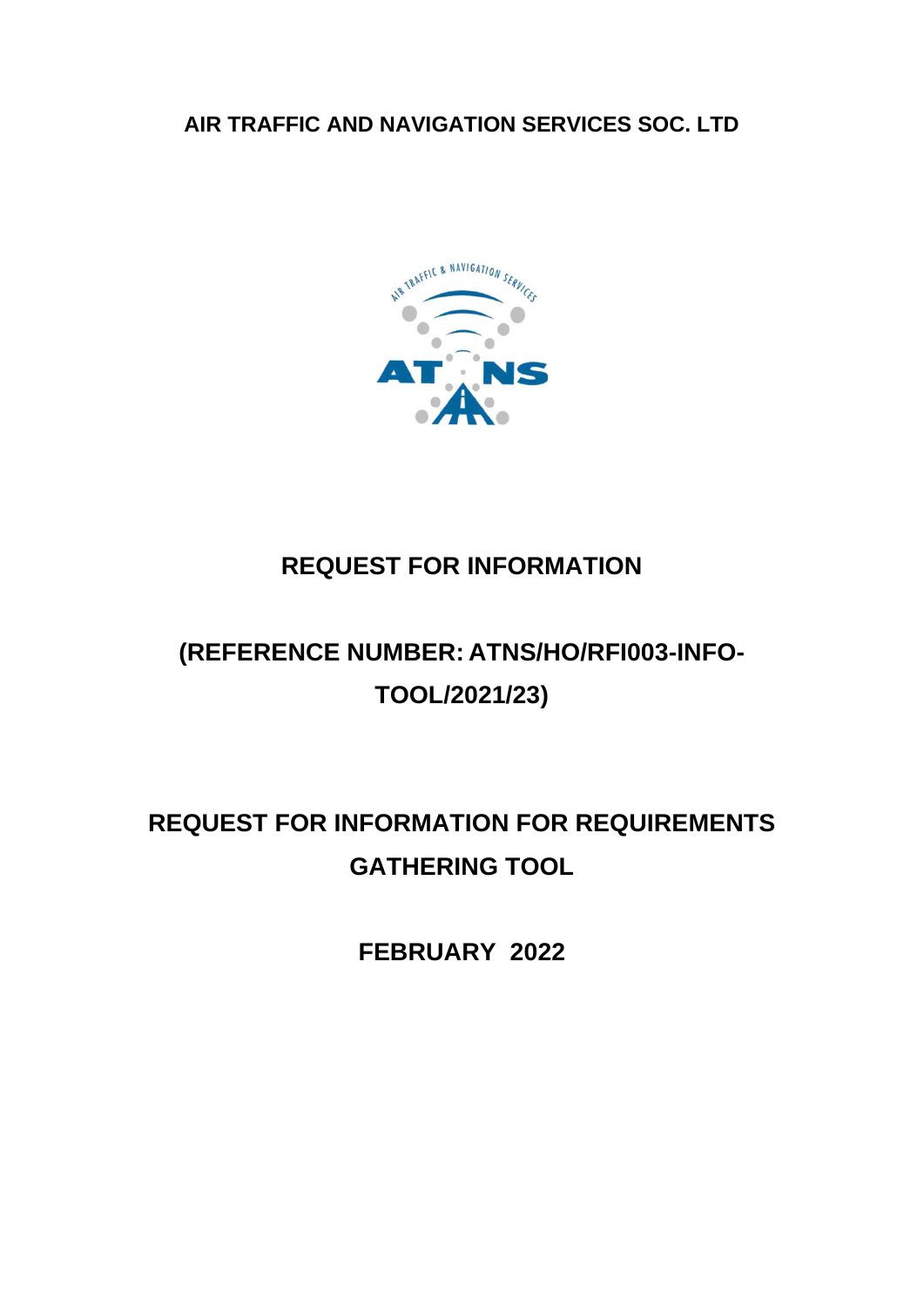# AIR TRAFFIC AND NAVIGATION SERVICES SOC. LTD

# REQUEST FOR INFORMATION

# (REFERENCE NUMBER: ATNS/HO/RFI003-INFO-TOOL/2021/23)

# REQUEST FOR INFORMATION FOR REQUIREMENTS GATHERING TOOL

**FEBRUARY 2022**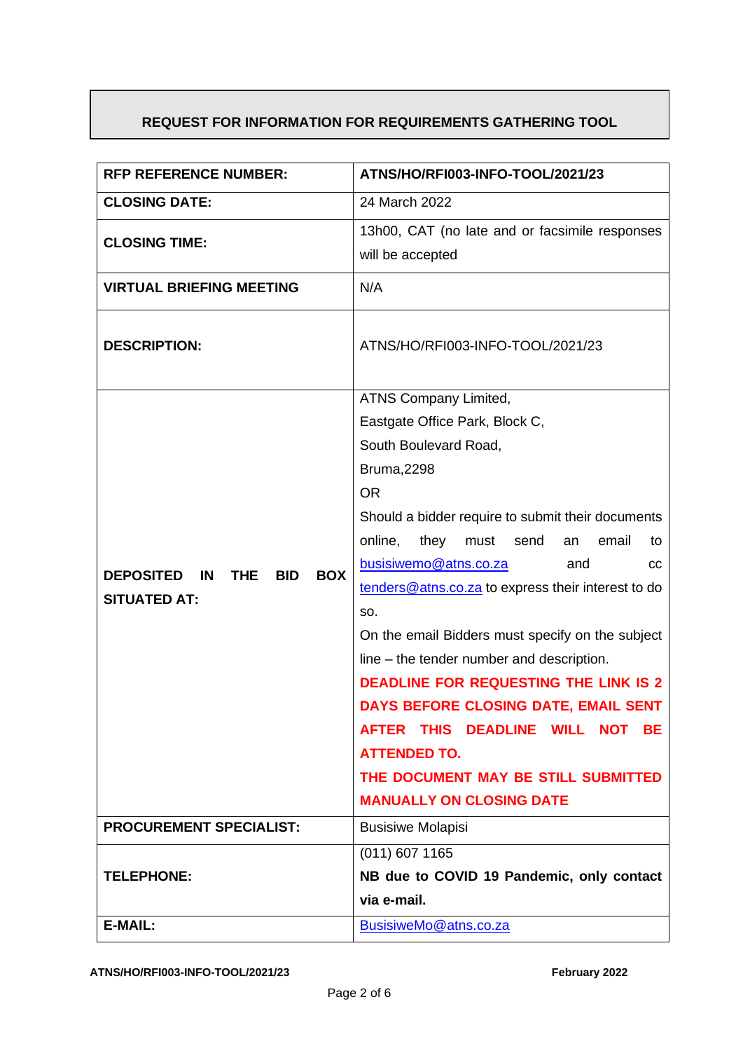## REQUEST FOR INFORMATION FOR REQUIREMENTS GATHERING TOOL

| | |
|---|---|
| **RFP REFERENCE NUMBER:** | **ATNS/HO/RFI003-INFO-TOOL/2021/23** |
| **CLOSING DATE:** | 24 March 2022 |
| **CLOSING TIME:** | 13h00, CAT (no late and or facsimile responses will be accepted |
| **VIRTUAL BRIEFING MEETING** | N/A |
| **DESCRIPTION:** | ATNS/HO/RFI003-INFO-TOOL/2021/23 |
| **DEPOSITED IN THE BID BOX SITUATED AT:** | ATNS Company Limited,<br>Eastgate Office Park, Block C,<br>South Boulevard Road,<br>Bruma,2298<br>OR<br>Should a bidder require to submit their documents online, they must send an email to busisiwemo@atns.co.za and cc tenders@atns.co.za to express their interest to do so.<br>On the email Bidders must specify on the subject line – the tender number and description.<br>**DEADLINE FOR REQUESTING THE LINK IS 2 DAYS BEFORE CLOSING DATE, EMAIL SENT AFTER THIS DEADLINE WILL NOT BE ATTENDED TO.**<br>**THE DOCUMENT MAY BE STILL SUBMITTED MANUALLY ON CLOSING DATE** |
| **PROCUREMENT SPECIALIST:** | Busisiwe Molapisi |
| **TELEPHONE:** | (011) 607 1165<br>**NB due to COVID 19 Pandemic, only contact via e-mail.** |
| **E-MAIL:** | BusisiweMo@atns.co.za |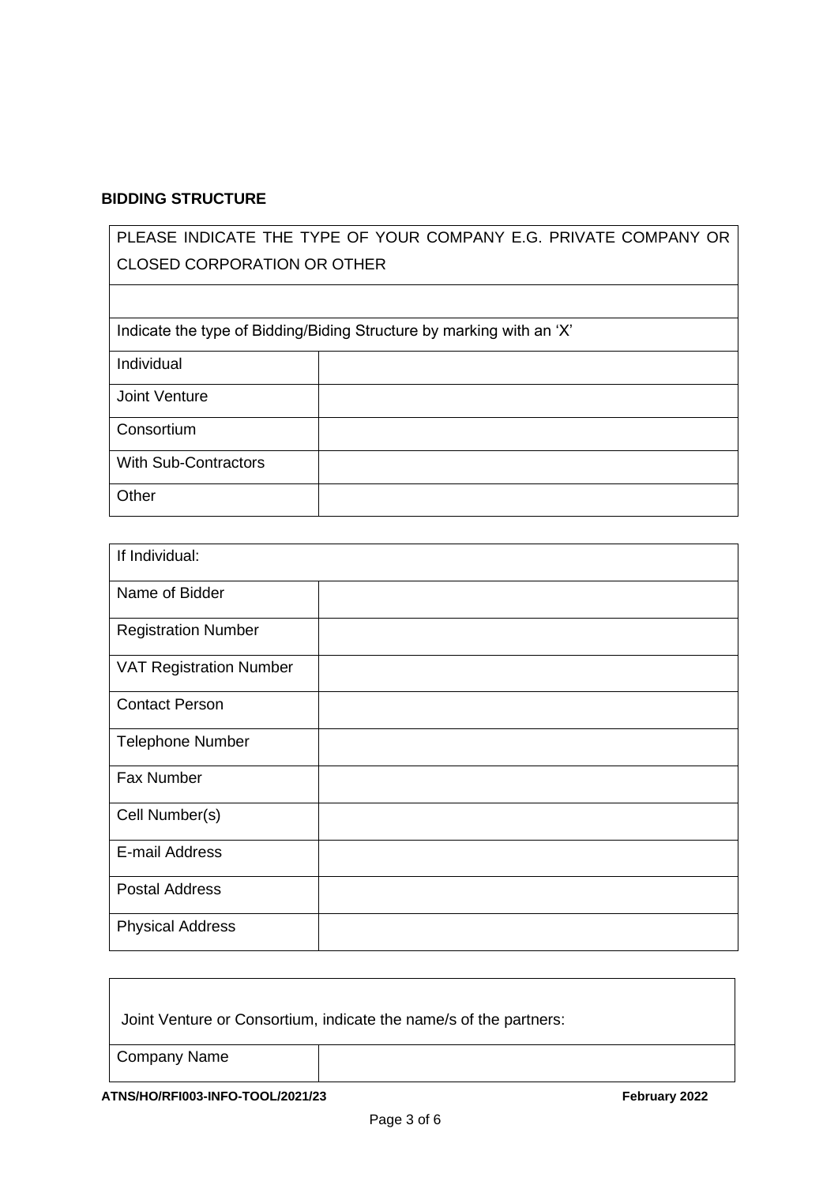**BIDDING STRUCTURE**

| PLEASE INDICATE THE TYPE OF YOUR COMPANY E.G. PRIVATE COMPANY OR CLOSED CORPORATION OR OTHER | |
|---|---|
| | |
| Indicate the type of Bidding/Biding Structure by marking with an 'X' | |
| Individual | |
| Joint Venture | |
| Consortium | |
| With Sub-Contractors | |
| Other | |

| If Individual: | |
|---|---|
| Name of Bidder | |
| Registration Number | |
| VAT Registration Number | |
| Contact Person | |
| Telephone Number | |
| Fax Number | |
| Cell Number(s) | |
| E-mail Address | |
| Postal Address | |
| Physical Address | |

| Joint Venture or Consortium, indicate the name/s of the partners: | |
|---|---|
| Company Name | |

ATNS/HO/RFI003-INFO-TOOL/2021/23 February 2022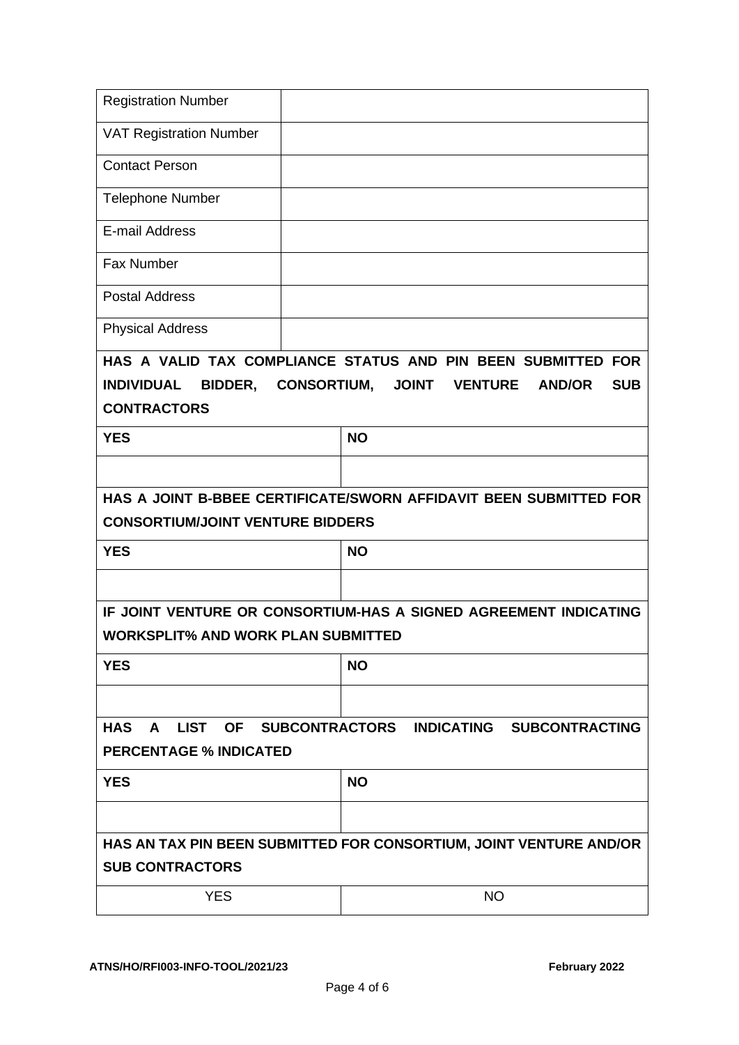| | |
|---|---|
| Registration Number | |
| VAT Registration Number | |
| Contact Person | |
| Telephone Number | |
| E-mail Address | |
| Fax Number | |
| Postal Address | |
| Physical Address | |

| **HAS A VALID TAX COMPLIANCE STATUS AND PIN BEEN SUBMITTED FOR INDIVIDUAL BIDDER, CONSORTIUM, JOINT VENTURE AND/OR SUB CONTRACTORS** | |
|---|---|
| **YES** | **NO** |
| | |

| **HAS A JOINT B-BBEE CERTIFICATE/SWORN AFFIDAVIT BEEN SUBMITTED FOR CONSORTIUM/JOINT VENTURE BIDDERS** | |
|---|---|
| **YES** | **NO** |
| | |

| **IF JOINT VENTURE OR CONSORTIUM-HAS A SIGNED AGREEMENT INDICATING WORKSPLIT% AND WORK PLAN SUBMITTED** | |
|---|---|
| **YES** | **NO** |
| | |

| **HAS A LIST OF SUBCONTRACTORS INDICATING SUBCONTRACTING PERCENTAGE % INDICATED** | |
|---|---|
| **YES** | **NO** |
| | |

| **HAS AN TAX PIN BEEN SUBMITTED FOR CONSORTIUM, JOINT VENTURE AND/OR SUB CONTRACTORS** | |
|---|---|
| YES | NO |

ATNS/HO/RFI003-INFO-TOOL/2021/23 February 2022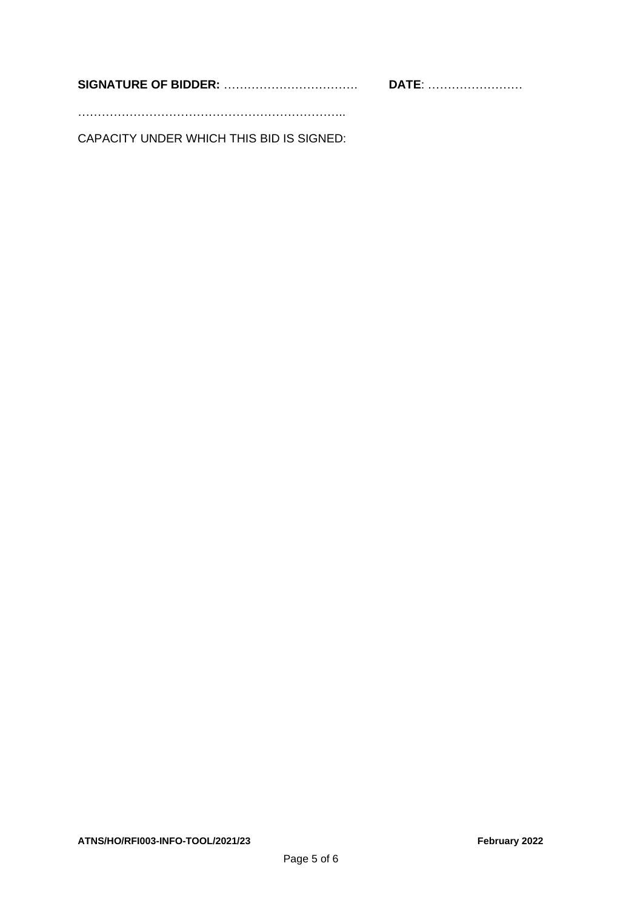**SIGNATURE OF BIDDER:** …………………………… **DATE**: ……………………

…………………………………………………………..

CAPACITY UNDER WHICH THIS BID IS SIGNED: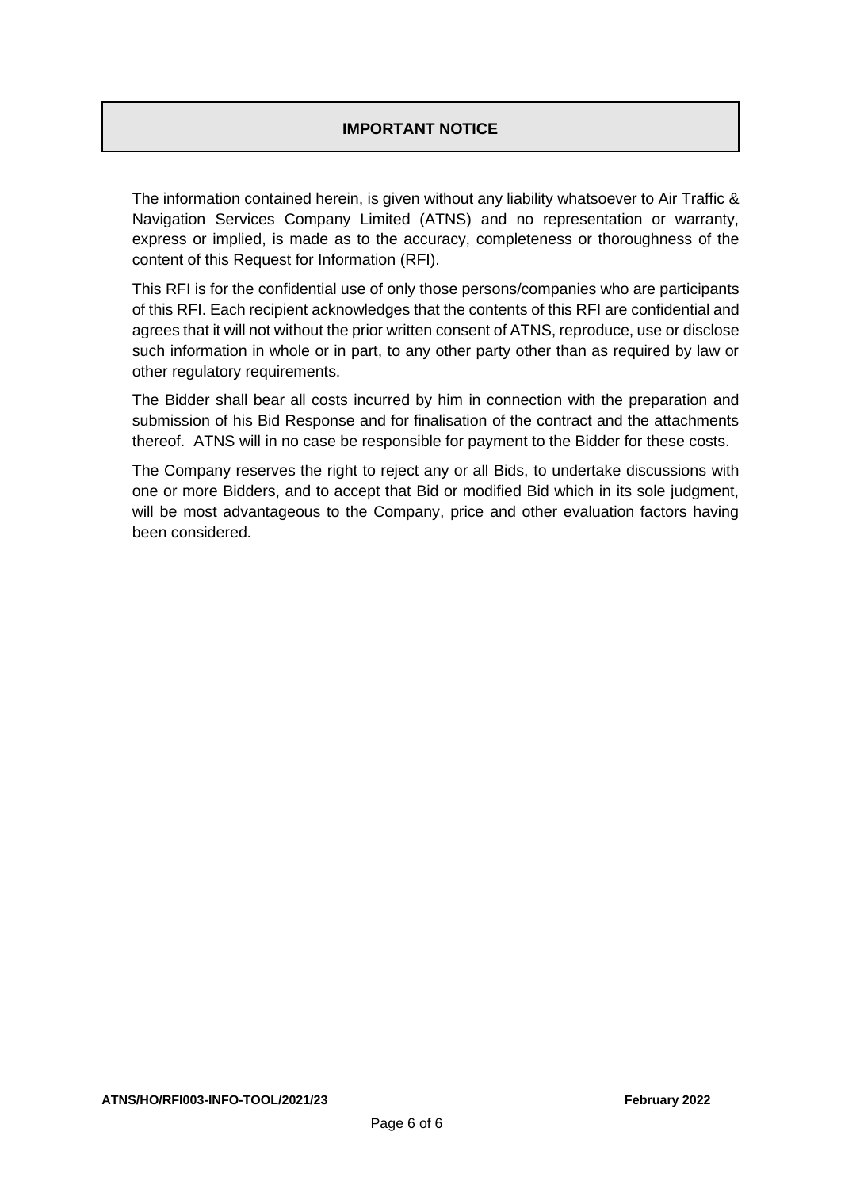# IMPORTANT NOTICE

The information contained herein, is given without any liability whatsoever to Air Traffic & Navigation Services Company Limited (ATNS) and no representation or warranty, express or implied, is made as to the accuracy, completeness or thoroughness of the content of this Request for Information (RFI).

This RFI is for the confidential use of only those persons/companies who are participants of this RFI. Each recipient acknowledges that the contents of this RFI are confidential and agrees that it will not without the prior written consent of ATNS, reproduce, use or disclose such information in whole or in part, to any other party other than as required by law or other regulatory requirements.

The Bidder shall bear all costs incurred by him in connection with the preparation and submission of his Bid Response and for finalisation of the contract and the attachments thereof. ATNS will in no case be responsible for payment to the Bidder for these costs.

The Company reserves the right to reject any or all Bids, to undertake discussions with one or more Bidders, and to accept that Bid or modified Bid which in its sole judgment, will be most advantageous to the Company, price and other evaluation factors having been considered.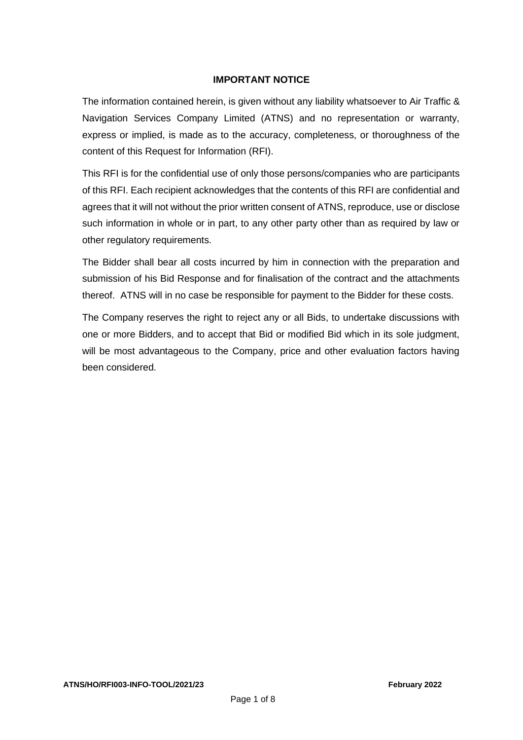## IMPORTANT NOTICE

The information contained herein, is given without any liability whatsoever to Air Traffic & Navigation Services Company Limited (ATNS) and no representation or warranty, express or implied, is made as to the accuracy, completeness, or thoroughness of the content of this Request for Information (RFI).

This RFI is for the confidential use of only those persons/companies who are participants of this RFI. Each recipient acknowledges that the contents of this RFI are confidential and agrees that it will not without the prior written consent of ATNS, reproduce, use or disclose such information in whole or in part, to any other party other than as required by law or other regulatory requirements.

The Bidder shall bear all costs incurred by him in connection with the preparation and submission of his Bid Response and for finalisation of the contract and the attachments thereof. ATNS will in no case be responsible for payment to the Bidder for these costs.

The Company reserves the right to reject any or all Bids, to undertake discussions with one or more Bidders, and to accept that Bid or modified Bid which in its sole judgment, will be most advantageous to the Company, price and other evaluation factors having been considered.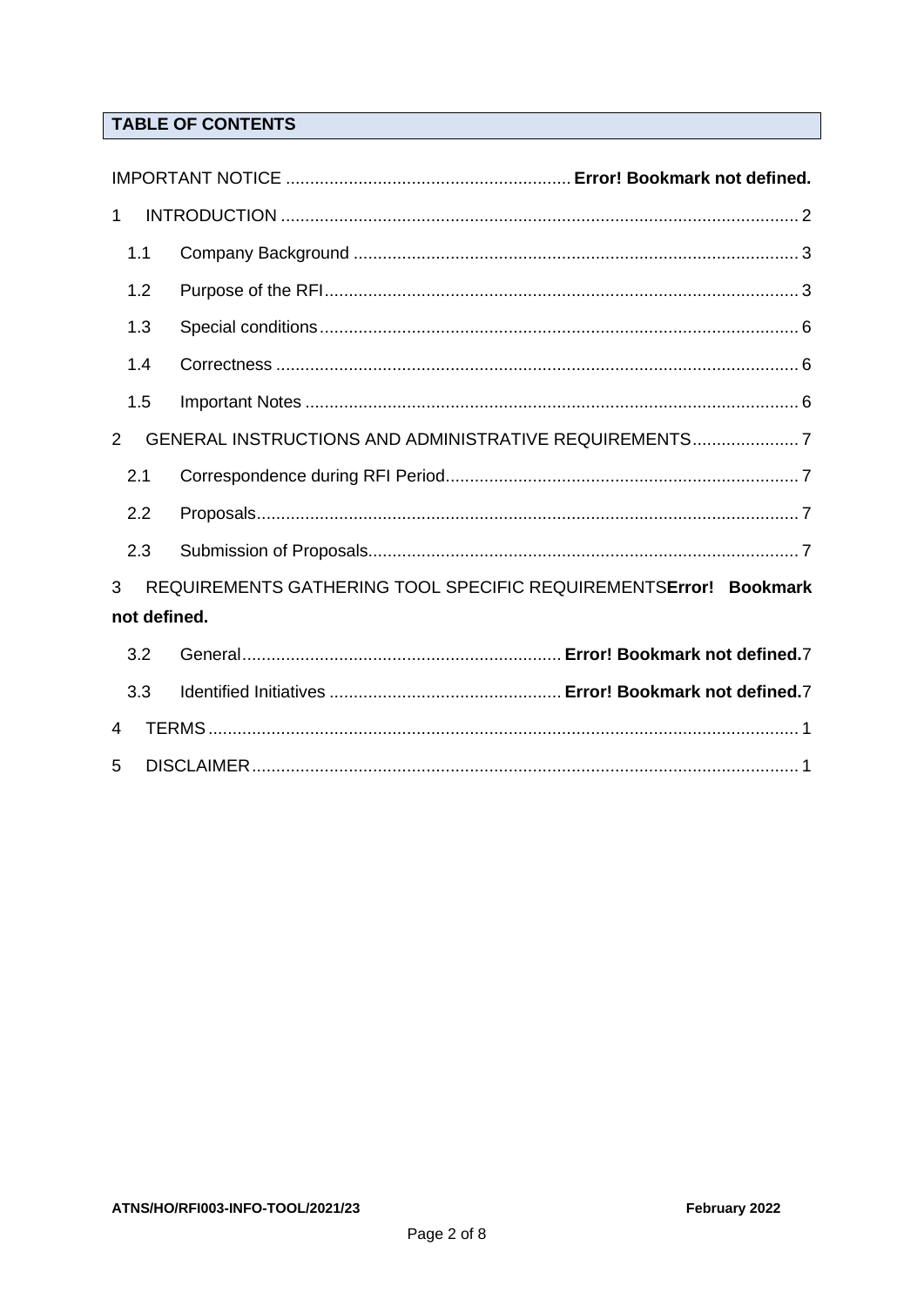## TABLE OF CONTENTS

IMPORTANT NOTICE .......................................................... **Error! Bookmark not defined.**

1 INTRODUCTION ........................................................................................................ 2

1.1 Company Background ......................................................................................... 3

1.2 Purpose of the RFI................................................................................................ 3

1.3 Special conditions.................................................................................................. 6

1.4 Correctness ........................................................................................................... 6

1.5 Important Notes ..................................................................................................... 6

2 GENERAL INSTRUCTIONS AND ADMINISTRATIVE REQUIREMENTS...................... 7

2.1 Correspondence during RFI Period........................................................................ 7

2.2 Proposals............................................................................................................... 7

2.3 Submission of Proposals........................................................................................ 7

3 REQUIREMENTS GATHERING TOOL SPECIFIC REQUIREMENTS**Error! Bookmark not defined.**

3.2 General................................................................. **Error! Bookmark not defined.**7

3.3 Identified Initiatives ................................................ **Error! Bookmark not defined.**7

4 TERMS........................................................................................................................ 1

5 DISCLAIMER............................................................................................................... 1

ATNS/HO/RFI003-INFO-TOOL/2021/23 February 2022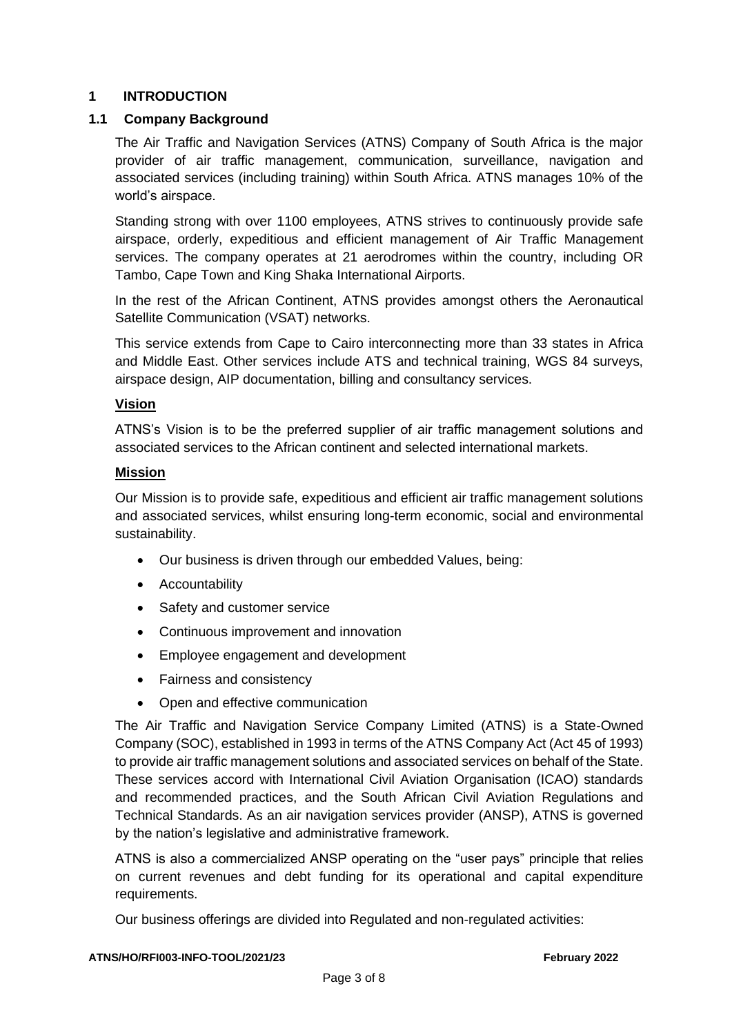# 1 INTRODUCTION

## 1.1 Company Background

The Air Traffic and Navigation Services (ATNS) Company of South Africa is the major provider of air traffic management, communication, surveillance, navigation and associated services (including training) within South Africa. ATNS manages 10% of the world's airspace.

Standing strong with over 1100 employees, ATNS strives to continuously provide safe airspace, orderly, expeditious and efficient management of Air Traffic Management services. The company operates at 21 aerodromes within the country, including OR Tambo, Cape Town and King Shaka International Airports.

In the rest of the African Continent, ATNS provides amongst others the Aeronautical Satellite Communication (VSAT) networks.

This service extends from Cape to Cairo interconnecting more than 33 states in Africa and Middle East. Other services include ATS and technical training, WGS 84 surveys, airspace design, AIP documentation, billing and consultancy services.

**Vision**

ATNS's Vision is to be the preferred supplier of air traffic management solutions and associated services to the African continent and selected international markets.

**Mission**

Our Mission is to provide safe, expeditious and efficient air traffic management solutions and associated services, whilst ensuring long-term economic, social and environmental sustainability.

- Our business is driven through our embedded Values, being:
- Accountability
- Safety and customer service
- Continuous improvement and innovation
- Employee engagement and development
- Fairness and consistency
- Open and effective communication

The Air Traffic and Navigation Service Company Limited (ATNS) is a State-Owned Company (SOC), established in 1993 in terms of the ATNS Company Act (Act 45 of 1993) to provide air traffic management solutions and associated services on behalf of the State. These services accord with International Civil Aviation Organisation (ICAO) standards and recommended practices, and the South African Civil Aviation Regulations and Technical Standards. As an air navigation services provider (ANSP), ATNS is governed by the nation's legislative and administrative framework.

ATNS is also a commercialized ANSP operating on the "user pays" principle that relies on current revenues and debt funding for its operational and capital expenditure requirements.

Our business offerings are divided into Regulated and non-regulated activities: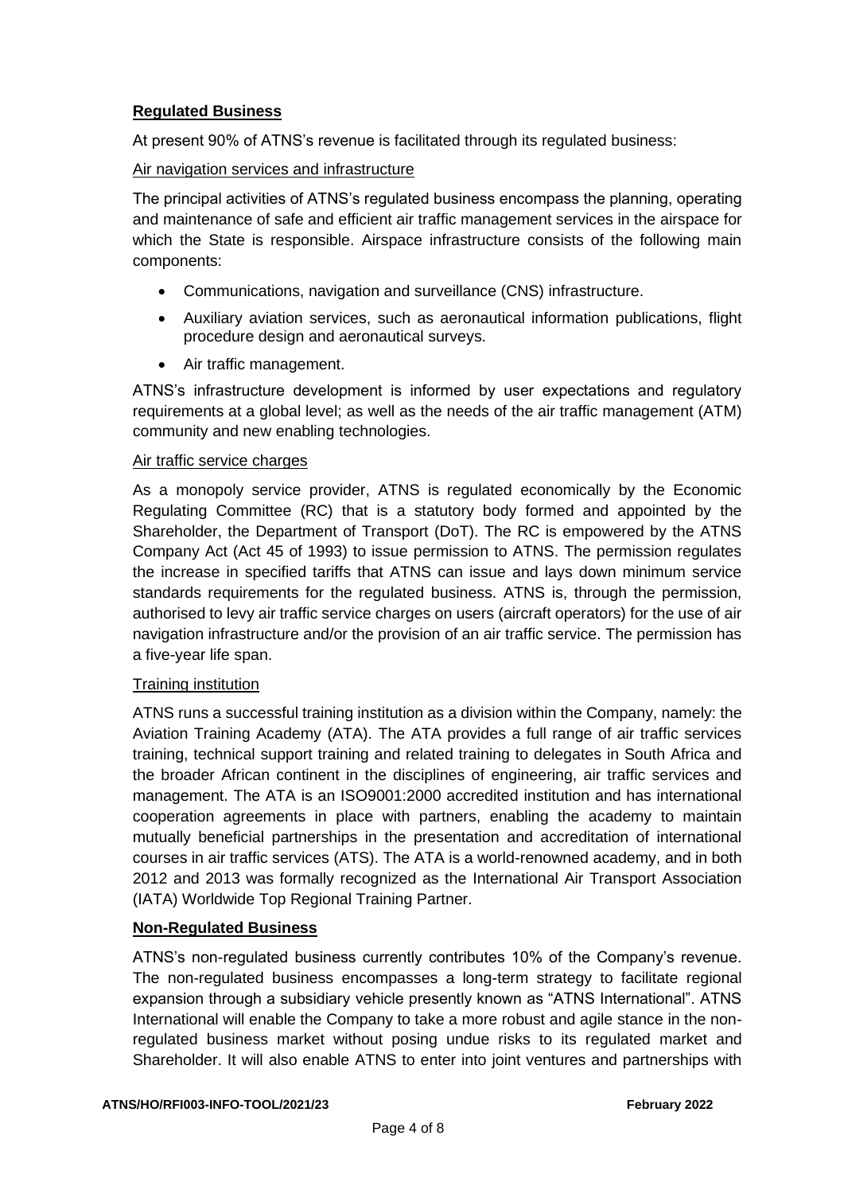**Regulated Business**

At present 90% of ATNS's revenue is facilitated through its regulated business:

Air navigation services and infrastructure

The principal activities of ATNS's regulated business encompass the planning, operating and maintenance of safe and efficient air traffic management services in the airspace for which the State is responsible. Airspace infrastructure consists of the following main components:

- Communications, navigation and surveillance (CNS) infrastructure.
- Auxiliary aviation services, such as aeronautical information publications, flight procedure design and aeronautical surveys.
- Air traffic management.

ATNS's infrastructure development is informed by user expectations and regulatory requirements at a global level; as well as the needs of the air traffic management (ATM) community and new enabling technologies.

Air traffic service charges

As a monopoly service provider, ATNS is regulated economically by the Economic Regulating Committee (RC) that is a statutory body formed and appointed by the Shareholder, the Department of Transport (DoT). The RC is empowered by the ATNS Company Act (Act 45 of 1993) to issue permission to ATNS. The permission regulates the increase in specified tariffs that ATNS can issue and lays down minimum service standards requirements for the regulated business. ATNS is, through the permission, authorised to levy air traffic service charges on users (aircraft operators) for the use of air navigation infrastructure and/or the provision of an air traffic service. The permission has a five-year life span.

Training institution

ATNS runs a successful training institution as a division within the Company, namely: the Aviation Training Academy (ATA). The ATA provides a full range of air traffic services training, technical support training and related training to delegates in South Africa and the broader African continent in the disciplines of engineering, air traffic services and management. The ATA is an ISO9001:2000 accredited institution and has international cooperation agreements in place with partners, enabling the academy to maintain mutually beneficial partnerships in the presentation and accreditation of international courses in air traffic services (ATS). The ATA is a world-renowned academy, and in both 2012 and 2013 was formally recognized as the International Air Transport Association (IATA) Worldwide Top Regional Training Partner.

**Non-Regulated Business**

ATNS's non-regulated business currently contributes 10% of the Company's revenue. The non-regulated business encompasses a long-term strategy to facilitate regional expansion through a subsidiary vehicle presently known as "ATNS International". ATNS International will enable the Company to take a more robust and agile stance in the non-regulated business market without posing undue risks to its regulated market and Shareholder. It will also enable ATNS to enter into joint ventures and partnerships with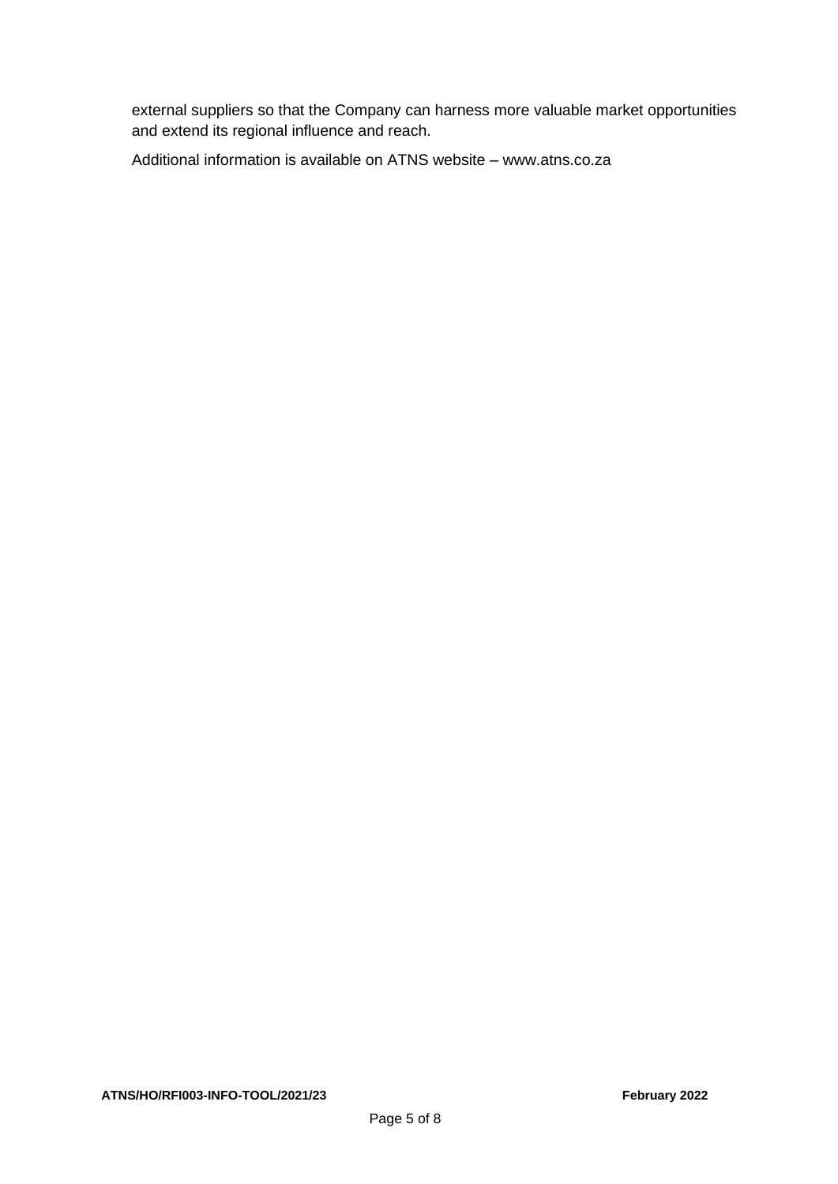external suppliers so that the Company can harness more valuable market opportunities and extend its regional influence and reach.

Additional information is available on ATNS website – www.atns.co.za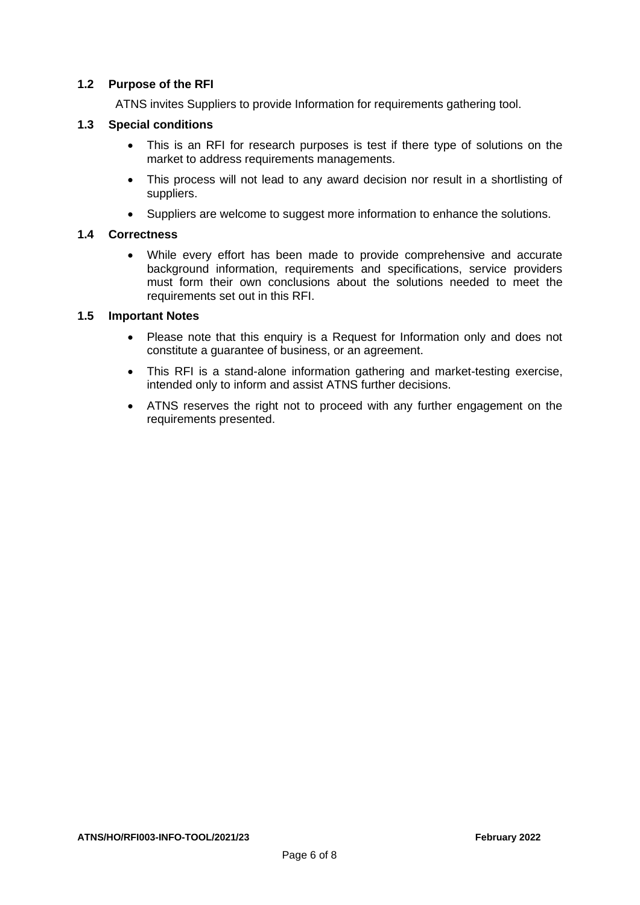### 1.2 Purpose of the RFI

ATNS invites Suppliers to provide Information for requirements gathering tool.

### 1.3 Special conditions

- This is an RFI for research purposes is test if there type of solutions on the market to address requirements managements.
- This process will not lead to any award decision nor result in a shortlisting of suppliers.
- Suppliers are welcome to suggest more information to enhance the solutions.

### 1.4 Correctness

- While every effort has been made to provide comprehensive and accurate background information, requirements and specifications, service providers must form their own conclusions about the solutions needed to meet the requirements set out in this RFI.

### 1.5 Important Notes

- Please note that this enquiry is a Request for Information only and does not constitute a guarantee of business, or an agreement.
- This RFI is a stand-alone information gathering and market-testing exercise, intended only to inform and assist ATNS further decisions.
- ATNS reserves the right not to proceed with any further engagement on the requirements presented.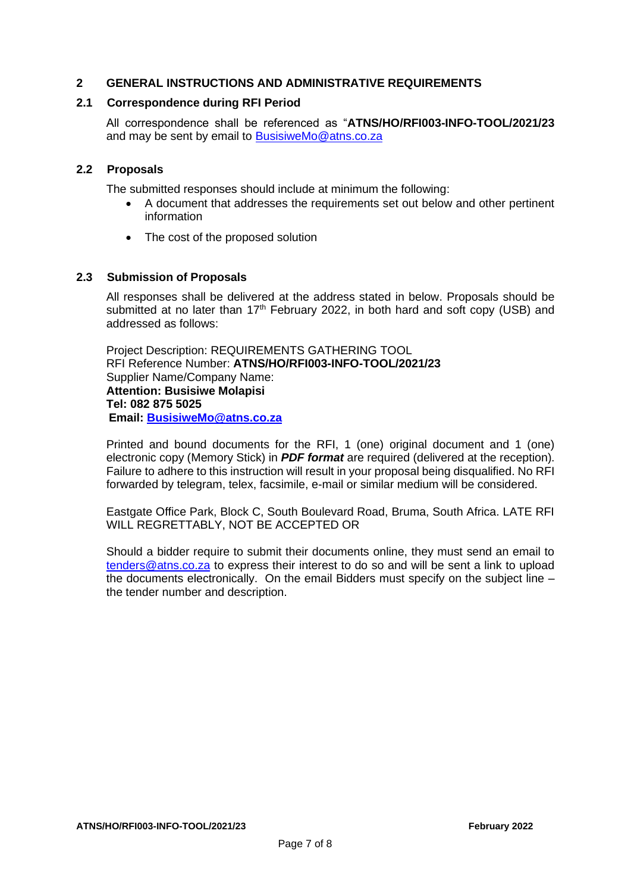## 2 GENERAL INSTRUCTIONS AND ADMINISTRATIVE REQUIREMENTS

### 2.1 Correspondence during RFI Period

All correspondence shall be referenced as "**ATNS/HO/RFI003-INFO-TOOL/2021/23** and may be sent by email to BusisiweMo@atns.co.za

### 2.2 Proposals

The submitted responses should include at minimum the following:

- A document that addresses the requirements set out below and other pertinent information
- The cost of the proposed solution

### 2.3 Submission of Proposals

All responses shall be delivered at the address stated in below. Proposals should be submitted at no later than 17th February 2022, in both hard and soft copy (USB) and addressed as follows:

Project Description: REQUIREMENTS GATHERING TOOL
RFI Reference Number: **ATNS/HO/RFI003-INFO-TOOL/2021/23**
Supplier Name/Company Name:
**Attention: Busisiwe Molapisi**
**Tel: 082 875 5025**
**Email: BusisiweMo@atns.co.za**

Printed and bound documents for the RFI, 1 (one) original document and 1 (one) electronic copy (Memory Stick) in ***PDF format*** are required (delivered at the reception). Failure to adhere to this instruction will result in your proposal being disqualified. No RFI forwarded by telegram, telex, facsimile, e-mail or similar medium will be considered.

Eastgate Office Park, Block C, South Boulevard Road, Bruma, South Africa. LATE RFI WILL REGRETTABLY, NOT BE ACCEPTED OR

Should a bidder require to submit their documents online, they must send an email to tenders@atns.co.za to express their interest to do so and will be sent a link to upload the documents electronically. On the email Bidders must specify on the subject line – the tender number and description.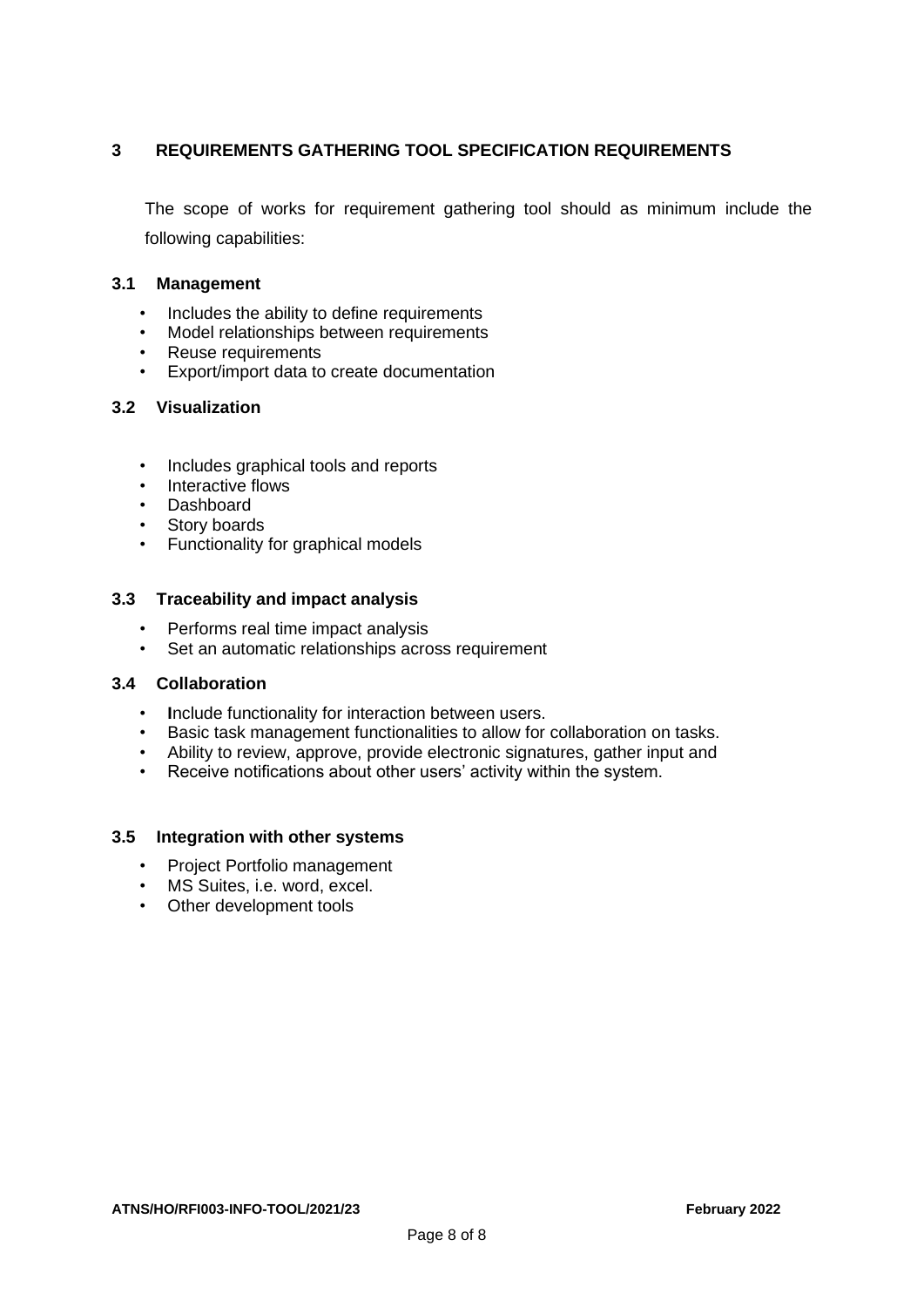## 3 REQUIREMENTS GATHERING TOOL SPECIFICATION REQUIREMENTS

The scope of works for requirement gathering tool should as minimum include the following capabilities:

### 3.1 Management

- Includes the ability to define requirements
- Model relationships between requirements
- Reuse requirements
- Export/import data to create documentation

### 3.2 Visualization

- Includes graphical tools and reports
- Interactive flows
- Dashboard
- Story boards
- Functionality for graphical models

### 3.3 Traceability and impact analysis

- Performs real time impact analysis
- Set an automatic relationships across requirement

### 3.4 Collaboration

- **I**nclude functionality for interaction between users.
- Basic task management functionalities to allow for collaboration on tasks.
- Ability to review, approve, provide electronic signatures, gather input and
- Receive notifications about other users' activity within the system.

### 3.5 Integration with other systems

- Project Portfolio management
- MS Suites, i.e. word, excel.
- Other development tools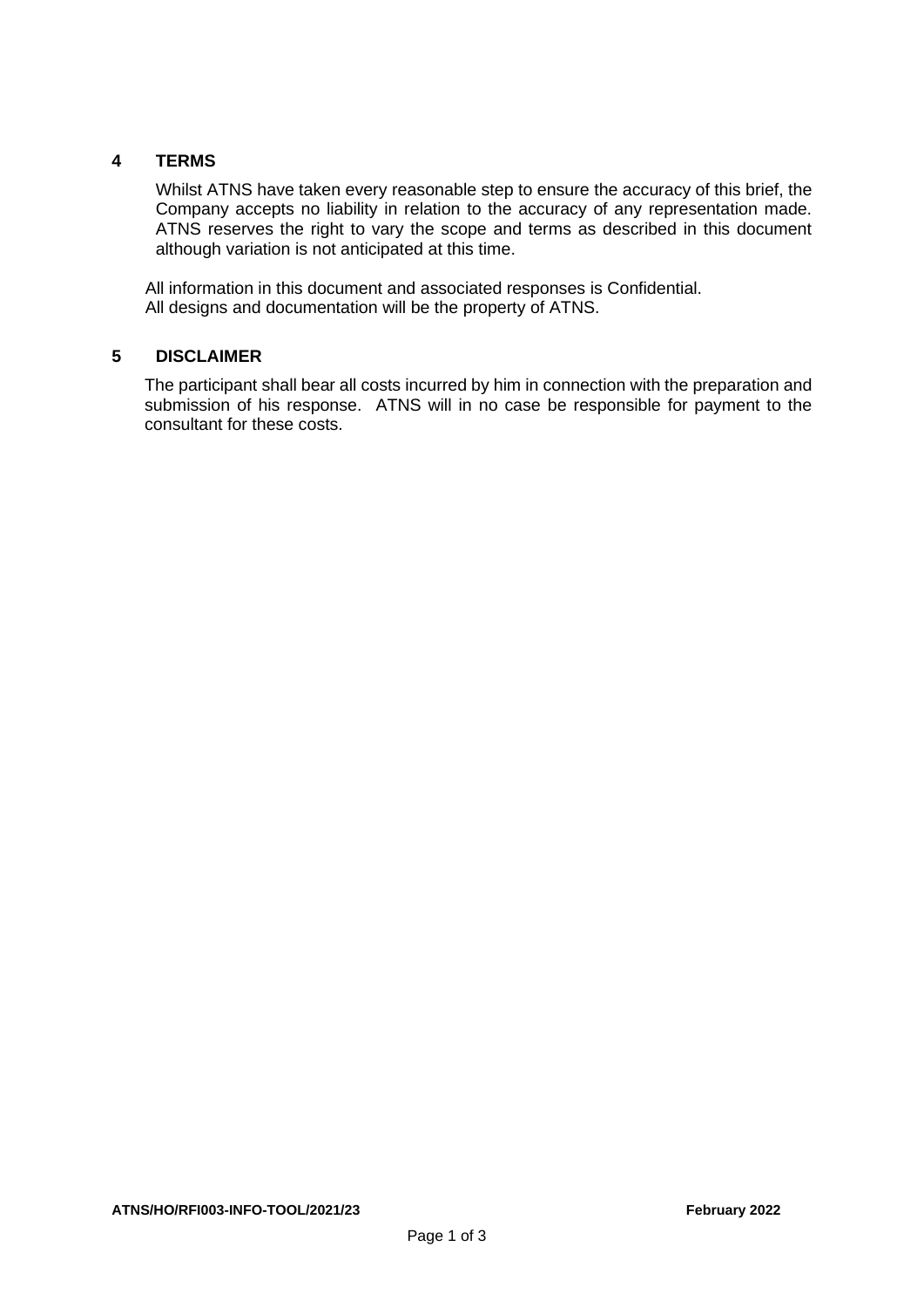## 4 TERMS

Whilst ATNS have taken every reasonable step to ensure the accuracy of this brief, the Company accepts no liability in relation to the accuracy of any representation made. ATNS reserves the right to vary the scope and terms as described in this document although variation is not anticipated at this time.

All information in this document and associated responses is Confidential.
All designs and documentation will be the property of ATNS.

## 5 DISCLAIMER

The participant shall bear all costs incurred by him in connection with the preparation and submission of his response. ATNS will in no case be responsible for payment to the consultant for these costs.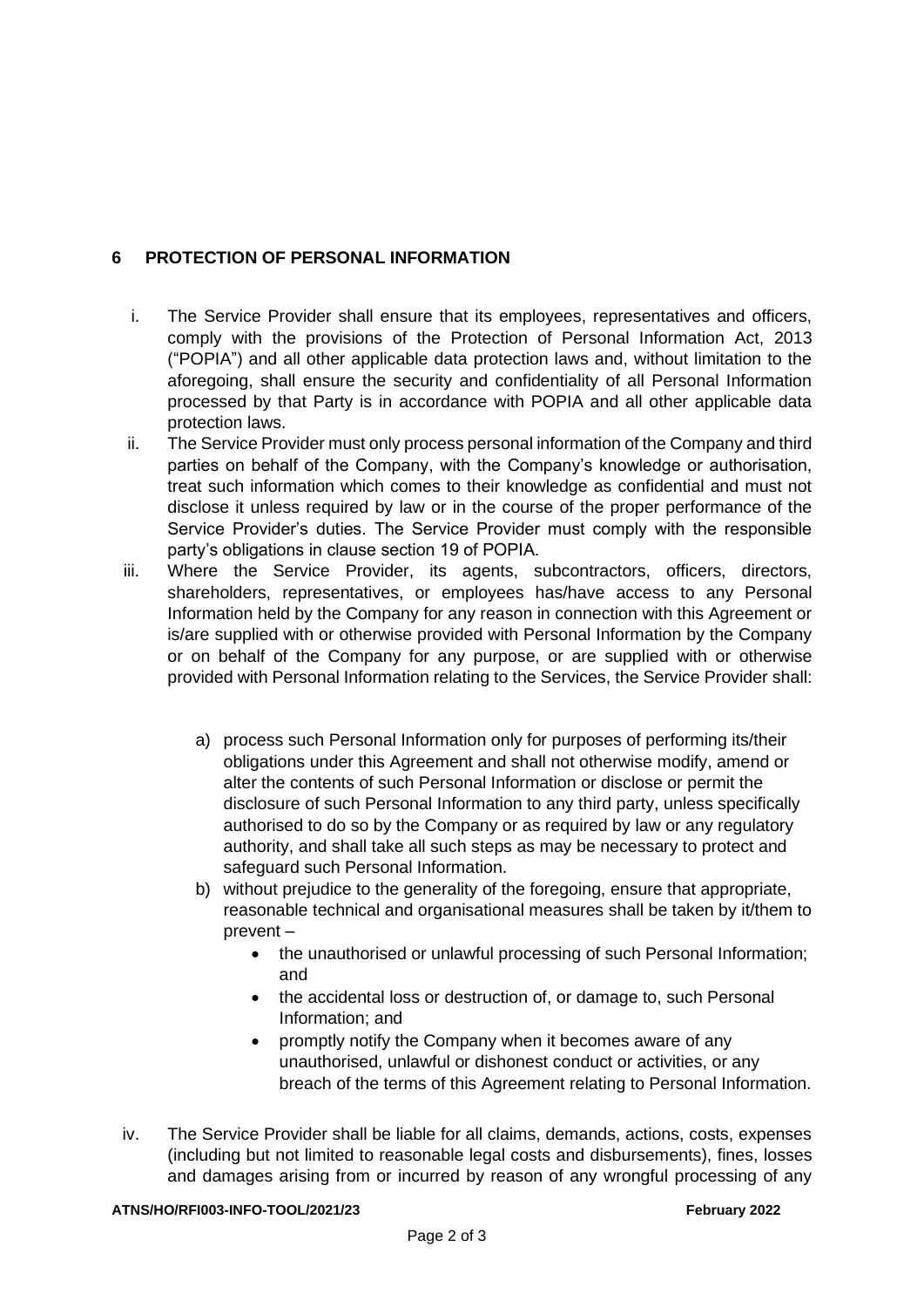## 6 PROTECTION OF PERSONAL INFORMATION

i. The Service Provider shall ensure that its employees, representatives and officers, comply with the provisions of the Protection of Personal Information Act, 2013 ("POPIA") and all other applicable data protection laws and, without limitation to the aforegoing, shall ensure the security and confidentiality of all Personal Information processed by that Party is in accordance with POPIA and all other applicable data protection laws.

ii. The Service Provider must only process personal information of the Company and third parties on behalf of the Company, with the Company's knowledge or authorisation, treat such information which comes to their knowledge as confidential and must not disclose it unless required by law or in the course of the proper performance of the Service Provider's duties. The Service Provider must comply with the responsible party's obligations in clause section 19 of POPIA.

iii. Where the Service Provider, its agents, subcontractors, officers, directors, shareholders, representatives, or employees has/have access to any Personal Information held by the Company for any reason in connection with this Agreement or is/are supplied with or otherwise provided with Personal Information by the Company or on behalf of the Company for any purpose, or are supplied with or otherwise provided with Personal Information relating to the Services, the Service Provider shall:

   a) process such Personal Information only for purposes of performing its/their obligations under this Agreement and shall not otherwise modify, amend or alter the contents of such Personal Information or disclose or permit the disclosure of such Personal Information to any third party, unless specifically authorised to do so by the Company or as required by law or any regulatory authority, and shall take all such steps as may be necessary to protect and safeguard such Personal Information.

   b) without prejudice to the generality of the foregoing, ensure that appropriate, reasonable technical and organisational measures shall be taken by it/them to prevent –
      - the unauthorised or unlawful processing of such Personal Information; and
      - the accidental loss or destruction of, or damage to, such Personal Information; and
      - promptly notify the Company when it becomes aware of any unauthorised, unlawful or dishonest conduct or activities, or any breach of the terms of this Agreement relating to Personal Information.

iv. The Service Provider shall be liable for all claims, demands, actions, costs, expenses (including but not limited to reasonable legal costs and disbursements), fines, losses and damages arising from or incurred by reason of any wrongful processing of any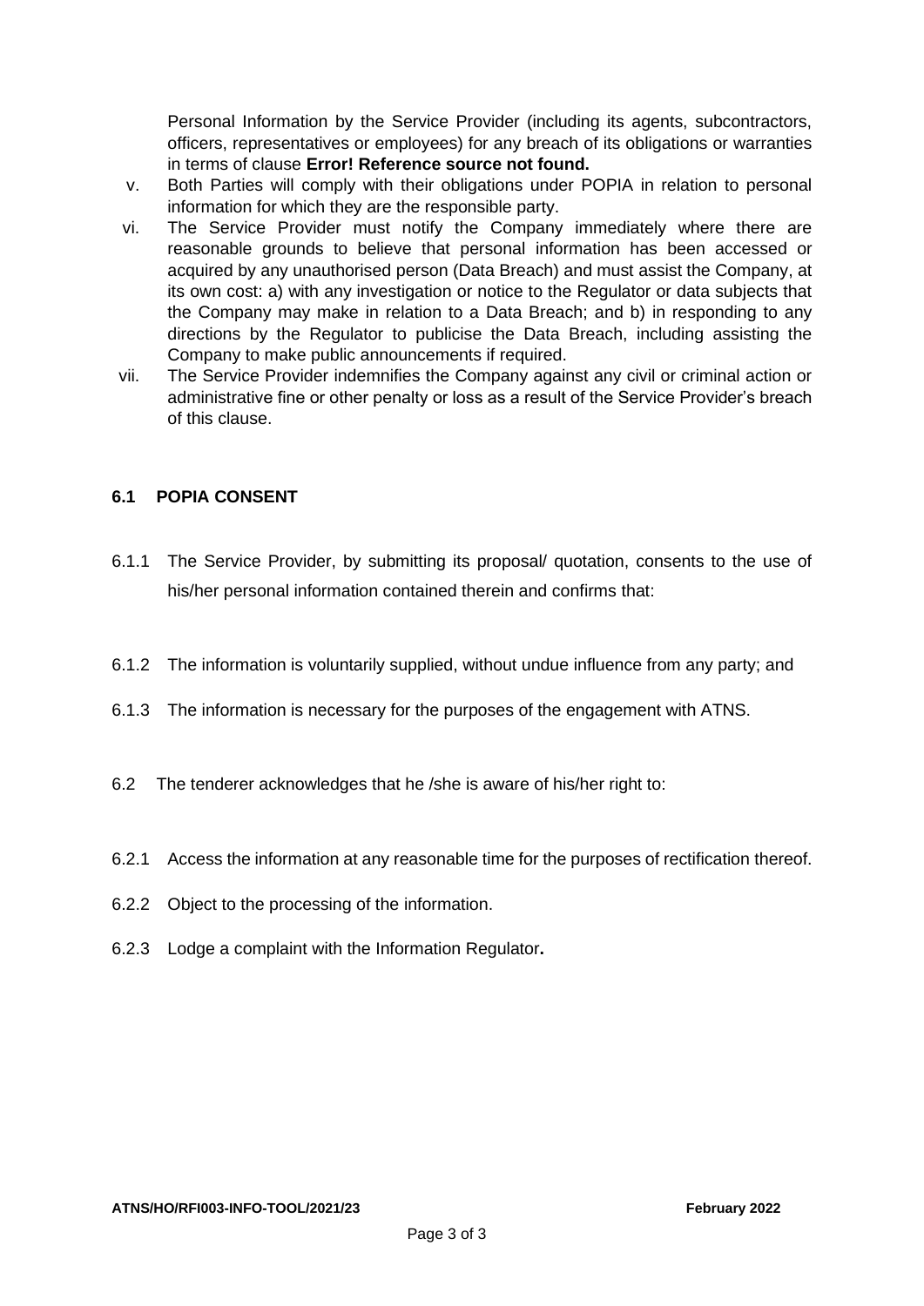Personal Information by the Service Provider (including its agents, subcontractors, officers, representatives or employees) for any breach of its obligations or warranties in terms of clause **Error! Reference source not found.**

v. Both Parties will comply with their obligations under POPIA in relation to personal information for which they are the responsible party.

vi. The Service Provider must notify the Company immediately where there are reasonable grounds to believe that personal information has been accessed or acquired by any unauthorised person (Data Breach) and must assist the Company, at its own cost: a) with any investigation or notice to the Regulator or data subjects that the Company may make in relation to a Data Breach; and b) in responding to any directions by the Regulator to publicise the Data Breach, including assisting the Company to make public announcements if required.

vii. The Service Provider indemnifies the Company against any civil or criminal action or administrative fine or other penalty or loss as a result of the Service Provider's breach of this clause.

### 6.1 POPIA CONSENT

6.1.1 The Service Provider, by submitting its proposal/ quotation, consents to the use of his/her personal information contained therein and confirms that:

6.1.2 The information is voluntarily supplied, without undue influence from any party; and

6.1.3 The information is necessary for the purposes of the engagement with ATNS.

6.2 The tenderer acknowledges that he /she is aware of his/her right to:

6.2.1 Access the information at any reasonable time for the purposes of rectification thereof.

6.2.2 Object to the processing of the information.

6.2.3 Lodge a complaint with the Information Regulator**.**